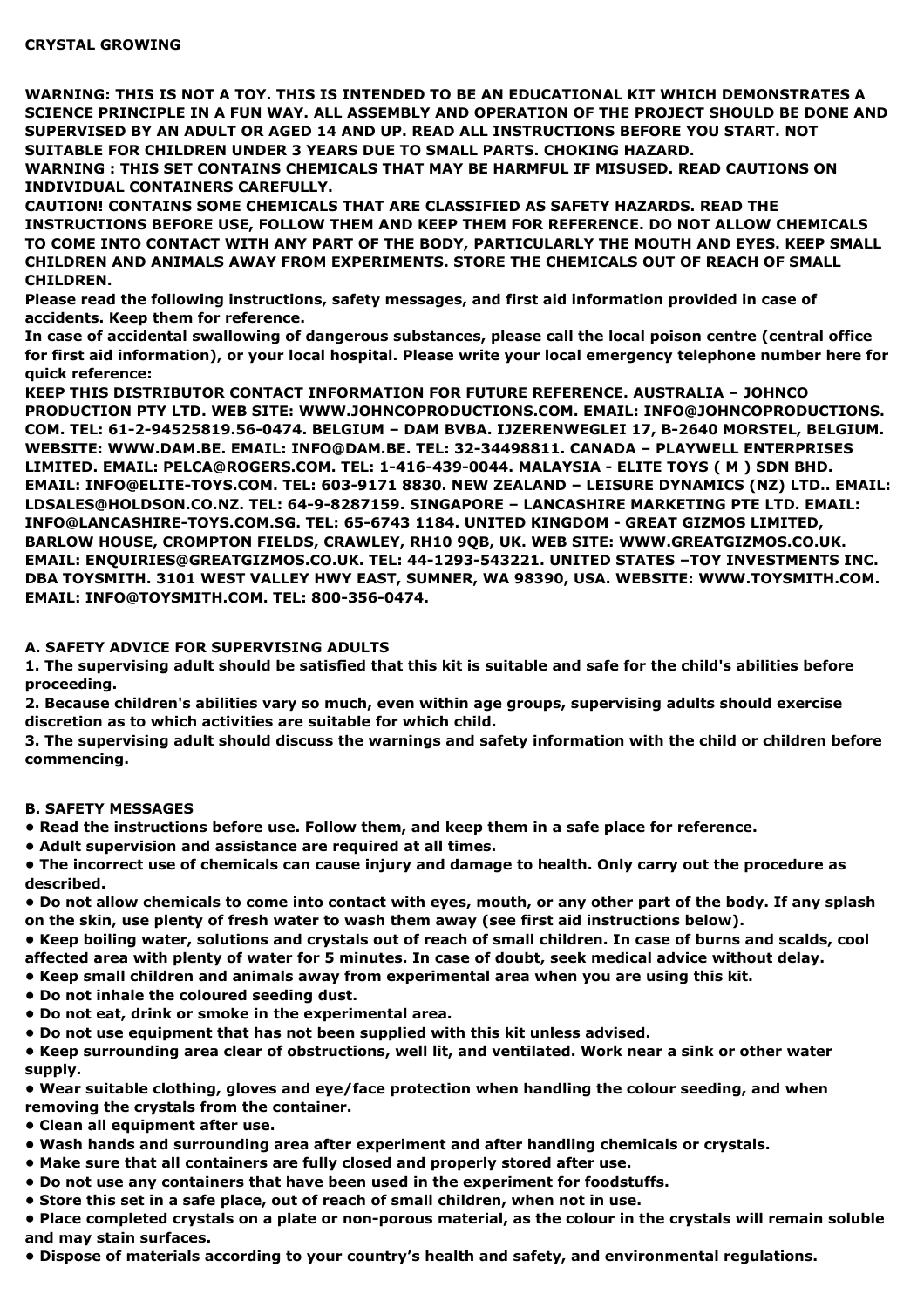# CRYSTAL GROWING

**WARNING: THIS IS NOT A TOY. THIS IS INTENDED TO BE AN EDUCATIONAL KIT WHICH DEMONSTRATES A SCIENCE PRINCIPLE IN A FUN WAY. ALL ASSEMBLY AND OPERATION OF THE PROJECT SHOULD BE DONE AND SUPERVISED BY AN ADULT OR AGED 14 AND UP. READ ALL INSTRUCTIONS BEFORE YOU START. NOT SUITABLE FOR CHILDREN UNDER 3 YEARS DUE TO SMALL PARTS. CHOKING HAZARD.**

**WARNING : THIS SET CONTAINS CHEMICALS THAT MAY BE HARMFUL IF MISUSED. READ CAUTIONS ON INDIVIDUAL CONTAINERS CAREFULLY.**

**CAUTION! CONTAINS SOME CHEMICALS THAT ARE CLASSIFIED AS SAFETY HAZARDS. READ THE INSTRUCTIONS BEFORE USE, FOLLOW THEM AND KEEP THEM FOR REFERENCE. DO NOT ALLOW CHEMICALS TO COME INTO CONTACT WITH ANY PART OF THE BODY, PARTICULARLY THE MOUTH AND EYES. KEEP SMALL CHILDREN AND ANIMALS AWAY FROM EXPERIMENTS. STORE THE CHEMICALS OUT OF REACH OF SMALL CHILDREN.**

**Please read the following instructions, safety messages, and first aid information provided in case of accidents. Keep them for reference.**

**In case of accidental swallowing of dangerous substances, please call the local poison centre (central office for first aid information), or your local hospital. Please write your local emergency telephone number here for quick reference:**

**KEEP THIS DISTRIBUTOR CONTACT INFORMATION FOR FUTURE REFERENCE. AUSTRALIA – JOHNCO PRODUCTION PTY LTD. WEB SITE: WWW.JOHNCOPRODUCTIONS.COM. EMAIL: INFO@JOHNCOPRODUCTIONS. COM. TEL: 61-2-94525819.56-0474. BELGIUM – DAM BVBA. IJZERENWEGLEI 17, B-2640 MORSTEL, BELGIUM. WEBSITE: WWW.DAM.BE. EMAIL: INFO@DAM.BE. TEL: 32-34498811. CANADA – PLAYWELL ENTERPRISES LIMITED. EMAIL: PELCA@ROGERS.COM. TEL: 1-416-439-0044. MALAYSIA - ELITE TOYS ( M ) SDN BHD. EMAIL: INFO@ELITE-TOYS.COM. TEL: 603-9171 8830. NEW ZEALAND – LEISURE DYNAMICS (NZ) LTD.. EMAIL: LDSALES@HOLDSON.CO.NZ. TEL: 64-9-8287159. SINGAPORE – LANCASHIRE MARKETING PTE LTD. EMAIL: INFO@LANCASHIRE-TOYS.COM.SG. TEL: 65-6743 1184. UNITED KINGDOM - GREAT GIZMOS LIMITED, BARLOW HOUSE, CROMPTON FIELDS, CRAWLEY, RH10 9QB, UK. WEB SITE: WWW.GREATGIZMOS.CO.UK. EMAIL: ENQUIRIES@GREATGIZMOS.CO.UK. TEL: 44-1293-543221. UNITED STATES –TOY INVESTMENTS INC. DBA TOYSMITH. 3101 WEST VALLEY HWY EAST, SUMNER, WA 98390, USA. WEBSITE: WWW.TOYSMITH.COM. EMAIL: INFO@TOYSMITH.COM. TEL: 800-356-0474.**

## A. SAFETY ADVICE FOR SUPERVISING ADULTS

1. **The supervising adult should be satisfied that this kit is suitable and safe for the child's abilities before proceeding.**
2. **Because children's abilities vary so much, even within age groups, supervising adults should exercise discretion as to which activities are suitable for which child.**
3. **The supervising adult should discuss the warnings and safety information with the child or children before commencing.**

## B. SAFETY MESSAGES

- **Read the instructions before use. Follow them, and keep them in a safe place for reference.**
- **Adult supervision and assistance are required at all times.**
- **The incorrect use of chemicals can cause injury and damage to health. Only carry out the procedure as described.**
- **Do not allow chemicals to come into contact with eyes, mouth, or any other part of the body. If any splash on the skin, use plenty of fresh water to wash them away (see first aid instructions below).**
- **Keep boiling water, solutions and crystals out of reach of small children. In case of burns and scalds, cool affected area with plenty of water for 5 minutes. In case of doubt, seek medical advice without delay.**
- **Keep small children and animals away from experimental area when you are using this kit.**
- **Do not inhale the coloured seeding dust.**
- **Do not eat, drink or smoke in the experimental area.**
- **Do not use equipment that has not been supplied with this kit unless advised.**
- **Keep surrounding area clear of obstructions, well lit, and ventilated. Work near a sink or other water supply.**
- **Wear suitable clothing, gloves and eye/face protection when handling the colour seeding, and when removing the crystals from the container.**
- **Clean all equipment after use.**
- **Wash hands and surrounding area after experiment and after handling chemicals or crystals.**
- **Make sure that all containers are fully closed and properly stored after use.**
- **Do not use any containers that have been used in the experiment for foodstuffs.**
- **Store this set in a safe place, out of reach of small children, when not in use.**
- **Place completed crystals on a plate or non-porous material, as the colour in the crystals will remain soluble and may stain surfaces.**
- **Dispose of materials according to your country's health and safety, and environmental regulations.**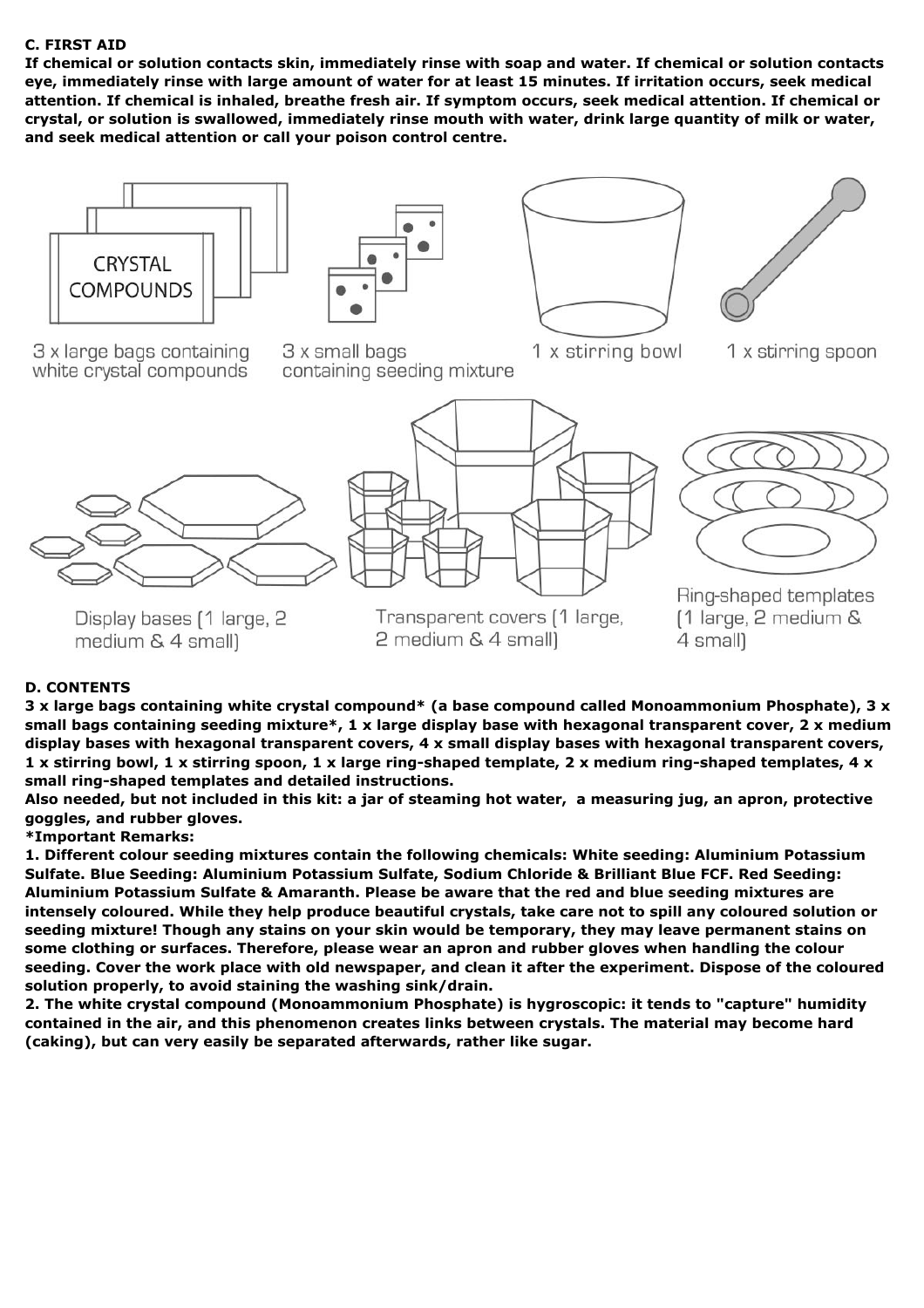## C. FIRST AID

**If chemical or solution contacts skin, immediately rinse with soap and water. If chemical or solution contacts eye, immediately rinse with large amount of water for at least 15 minutes. If irritation occurs, seek medical attention. If chemical is inhaled, breathe fresh air. If symptom occurs, seek medical attention. If chemical or crystal, or solution is swallowed, immediately rinse mouth with water, drink large quantity of milk or water, and seek medical attention or call your poison control centre.**

CRYSTAL COMPOUNDS

3 x large bags containing white crystal compounds

3 x small bags containing seeding mixture

1 x stirring bowl

1 x stirring spoon

Display bases (1 large, 2 medium & 4 small)

Transparent covers (1 large, 2 medium & 4 small)

Ring-shaped templates (1 large, 2 medium & 4 small)

## D. CONTENTS

**3 x large bags containing white crystal compound* (a base compound called Monoammonium Phosphate), 3 x small bags containing seeding mixture*, 1 x large display base with hexagonal transparent cover, 2 x medium display bases with hexagonal transparent covers, 4 x small display bases with hexagonal transparent covers, 1 x stirring bowl, 1 x stirring spoon, 1 x large ring-shaped template, 2 x medium ring-shaped templates, 4 x small ring-shaped templates and detailed instructions.**

**Also needed, but not included in this kit: a jar of steaming hot water, a measuring jug, an apron, protective goggles, and rubber gloves.**

***Important Remarks:**

**1. Different colour seeding mixtures contain the following chemicals: White seeding: Aluminium Potassium Sulfate. Blue Seeding: Aluminium Potassium Sulfate, Sodium Chloride & Brilliant Blue FCF. Red Seeding: Aluminium Potassium Sulfate & Amaranth. Please be aware that the red and blue seeding mixtures are intensely coloured. While they help produce beautiful crystals, take care not to spill any coloured solution or seeding mixture! Though any stains on your skin would be temporary, they may leave permanent stains on some clothing or surfaces. Therefore, please wear an apron and rubber gloves when handling the colour seeding. Cover the work place with old newspaper, and clean it after the experiment. Dispose of the coloured solution properly, to avoid staining the washing sink/drain.**

**2. The white crystal compound (Monoammonium Phosphate) is hygroscopic: it tends to "capture" humidity contained in the air, and this phenomenon creates links between crystals. The material may become hard (caking), but can very easily be separated afterwards, rather like sugar.**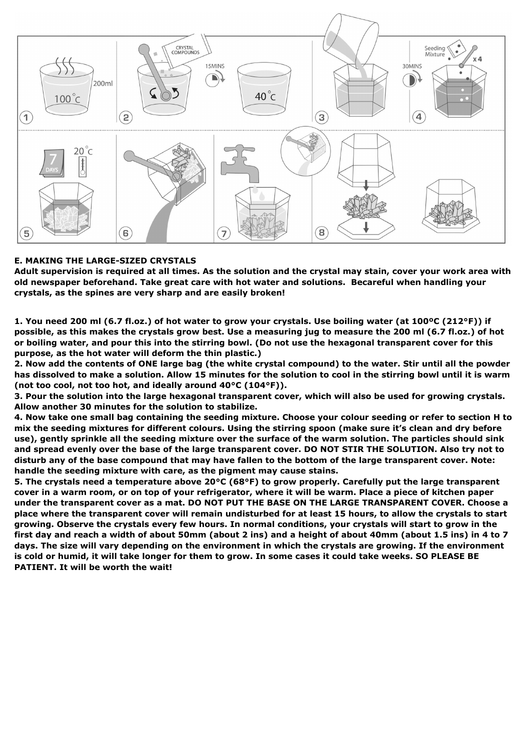**E. MAKING THE LARGE-SIZED CRYSTALS**

**Adult supervision is required at all times. As the solution and the crystal may stain, cover your work area with old newspaper beforehand. Take great care with hot water and solutions. Becareful when handling your crystals, as the spines are very sharp and are easily broken!**

**1. You need 200 ml (6.7 fl.oz.) of hot water to grow your crystals. Use boiling water (at 100ºC (212°F)) if possible, as this makes the crystals grow best. Use a measuring jug to measure the 200 ml (6.7 fl.oz.) of hot or boiling water, and pour this into the stirring bowl. (Do not use the hexagonal transparent cover for this purpose, as the hot water will deform the thin plastic.)**

**2. Now add the contents of ONE large bag (the white crystal compound) to the water. Stir until all the powder has dissolved to make a solution. Allow 15 minutes for the solution to cool in the stirring bowl until it is warm (not too cool, not too hot, and ideally around 40°C (104°F)).**

**3. Pour the solution into the large hexagonal transparent cover, which will also be used for growing crystals. Allow another 30 minutes for the solution to stabilize.**

**4. Now take one small bag containing the seeding mixture. Choose your colour seeding or refer to section H to mix the seeding mixtures for different colours. Using the stirring spoon (make sure it's clean and dry before use), gently sprinkle all the seeding mixture over the surface of the warm solution. The particles should sink and spread evenly over the base of the large transparent cover. DO NOT STIR THE SOLUTION. Also try not to disturb any of the base compound that may have fallen to the bottom of the large transparent cover. Note: handle the seeding mixture with care, as the pigment may cause stains.**

**5. The crystals need a temperature above 20°C (68°F) to grow properly. Carefully put the large transparent cover in a warm room, or on top of your refrigerator, where it will be warm. Place a piece of kitchen paper under the transparent cover as a mat. DO NOT PUT THE BASE ON THE LARGE TRANSPARENT COVER. Choose a place where the transparent cover will remain undisturbed for at least 15 hours, to allow the crystals to start growing. Observe the crystals every few hours. In normal conditions, your crystals will start to grow in the first day and reach a width of about 50mm (about 2 ins) and a height of about 40mm (about 1.5 ins) in 4 to 7 days. The size will vary depending on the environment in which the crystals are growing. If the environment is cold or humid, it will take longer for them to grow. In some cases it could take weeks. SO PLEASE BE PATIENT. It will be worth the wait!**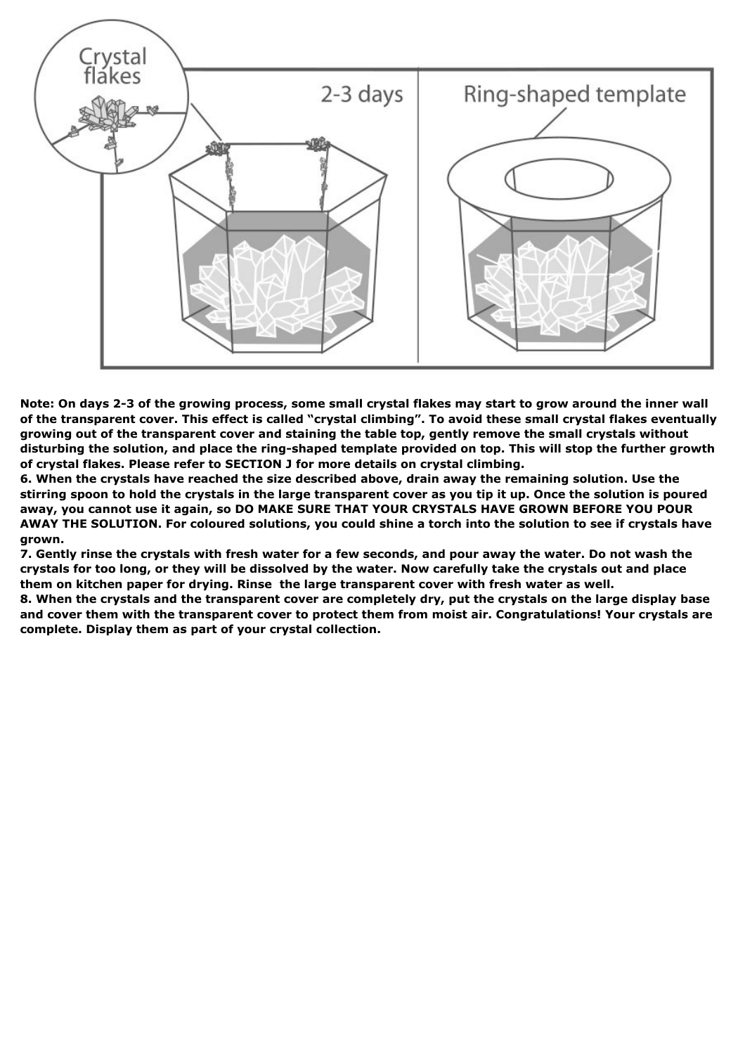**Note: On days 2-3 of the growing process, some small crystal flakes may start to grow around the inner wall of the transparent cover. This effect is called "crystal climbing". To avoid these small crystal flakes eventually growing out of the transparent cover and staining the table top, gently remove the small crystals without disturbing the solution, and place the ring-shaped template provided on top. This will stop the further growth of crystal flakes. Please refer to SECTION J for more details on crystal climbing.**

**6. When the crystals have reached the size described above, drain away the remaining solution. Use the stirring spoon to hold the crystals in the large transparent cover as you tip it up. Once the solution is poured away, you cannot use it again, so DO MAKE SURE THAT YOUR CRYSTALS HAVE GROWN BEFORE YOU POUR AWAY THE SOLUTION. For coloured solutions, you could shine a torch into the solution to see if crystals have grown.**

**7. Gently rinse the crystals with fresh water for a few seconds, and pour away the water. Do not wash the crystals for too long, or they will be dissolved by the water. Now carefully take the crystals out and place them on kitchen paper for drying. Rinse the large transparent cover with fresh water as well.**

**8. When the crystals and the transparent cover are completely dry, put the crystals on the large display base and cover them with the transparent cover to protect them from moist air. Congratulations! Your crystals are complete. Display them as part of your crystal collection.**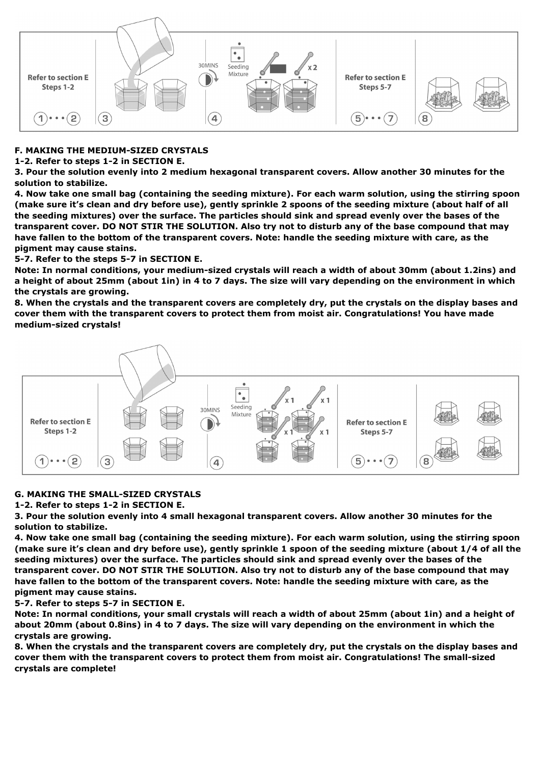## F. MAKING THE MEDIUM-SIZED CRYSTALS

**1-2. Refer to steps 1-2 in SECTION E.**

**3. Pour the solution evenly into 2 medium hexagonal transparent covers. Allow another 30 minutes for the solution to stabilize.**

**4. Now take one small bag (containing the seeding mixture). For each warm solution, using the stirring spoon (make sure it's clean and dry before use), gently sprinkle 2 spoons of the seeding mixture (about half of all the seeding mixtures) over the surface. The particles should sink and spread evenly over the bases of the transparent cover. DO NOT STIR THE SOLUTION. Also try not to disturb any of the base compound that may have fallen to the bottom of the transparent covers. Note: handle the seeding mixture with care, as the pigment may cause stains.**

**5-7. Refer to the steps 5-7 in SECTION E.**

**Note: In normal conditions, your medium-sized crystals will reach a width of about 30mm (about 1.2ins) and a height of about 25mm (about 1in) in 4 to 7 days. The size will vary depending on the environment in which the crystals are growing.**

**8. When the crystals and the transparent covers are completely dry, put the crystals on the display bases and cover them with the transparent covers to protect them from moist air. Congratulations! You have made medium-sized crystals!**

## G. MAKING THE SMALL-SIZED CRYSTALS

**1-2. Refer to steps 1-2 in SECTION E.**

**3. Pour the solution evenly into 4 small hexagonal transparent covers. Allow another 30 minutes for the solution to stabilize.**

**4. Now take one small bag (containing the seeding mixture). For each warm solution, using the stirring spoon (make sure it's clean and dry before use), gently sprinkle 1 spoon of the seeding mixture (about 1/4 of all the seeding mixtures) over the surface. The particles should sink and spread evenly over the bases of the transparent cover. DO NOT STIR THE SOLUTION. Also try not to disturb any of the base compound that may have fallen to the bottom of the transparent covers. Note: handle the seeding mixture with care, as the pigment may cause stains.**

**5-7. Refer to steps 5-7 in SECTION E.**

**Note: In normal conditions, your small crystals will reach a width of about 25mm (about 1in) and a height of about 20mm (about 0.8ins) in 4 to 7 days. The size will vary depending on the environment in which the crystals are growing.**

**8. When the crystals and the transparent covers are completely dry, put the crystals on the display bases and cover them with the transparent covers to protect them from moist air. Congratulations! The small-sized crystals are complete!**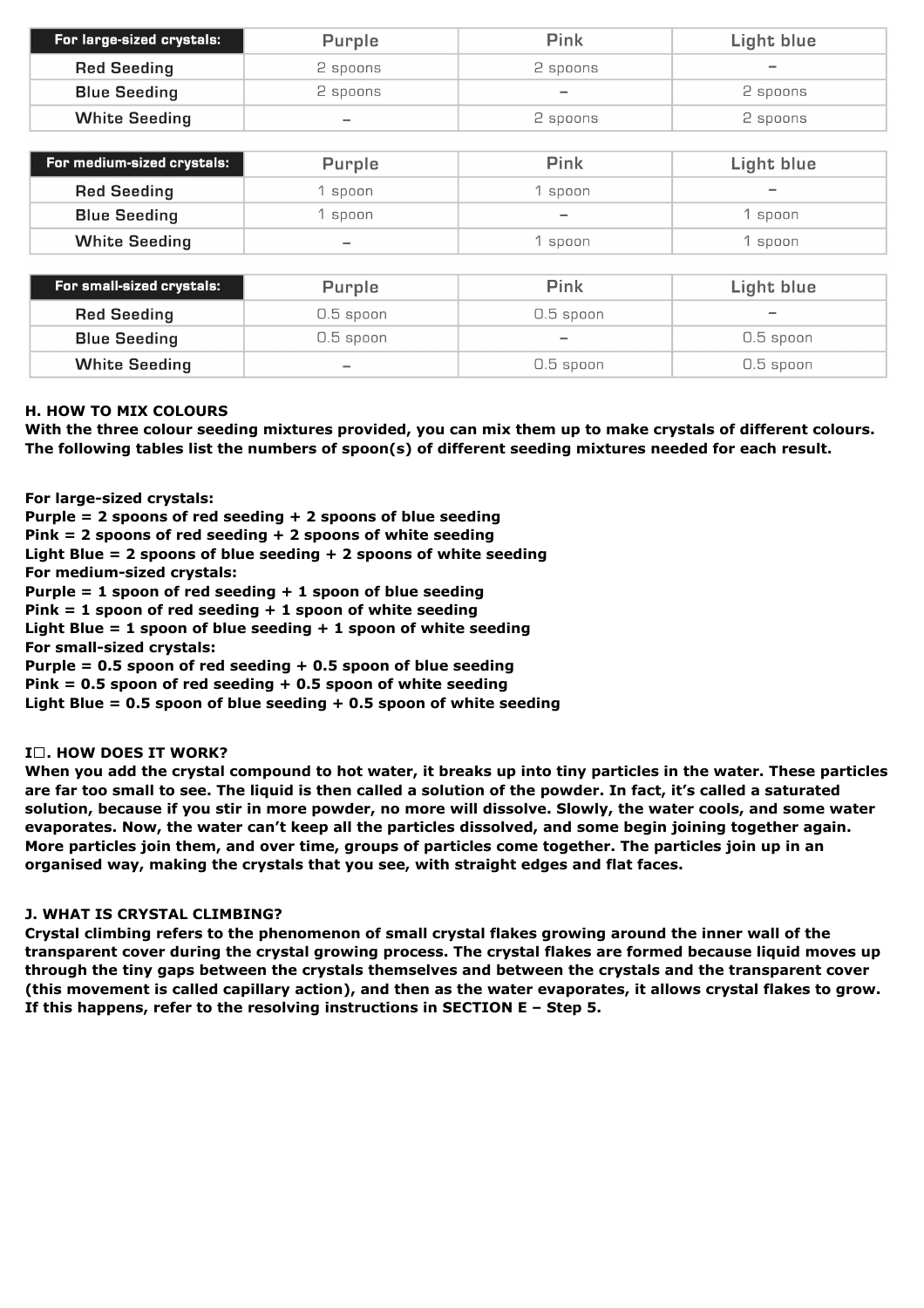| For large-sized crystals: | Purple | Pink | Light blue |
|---|---|---|---|
| Red Seeding | 2 spoons | 2 spoons | – |
| Blue Seeding | 2 spoons | – | 2 spoons |
| White Seeding | – | 2 spoons | 2 spoons |

| For medium-sized crystals: | Purple | Pink | Light blue |
|---|---|---|---|
| Red Seeding | 1 spoon | 1 spoon | – |
| Blue Seeding | 1 spoon | – | 1 spoon |
| White Seeding | – | 1 spoon | 1 spoon |

| For small-sized crystals: | Purple | Pink | Light blue |
|---|---|---|---|
| Red Seeding | 0.5 spoon | 0.5 spoon | – |
| Blue Seeding | 0.5 spoon | – | 0.5 spoon |
| White Seeding | – | 0.5 spoon | 0.5 spoon |

**H. HOW TO MIX COLOURS**

**With the three colour seeding mixtures provided, you can mix them up to make crystals of different colours. The following tables list the numbers of spoon(s) of different seeding mixtures needed for each result.**

**For large-sized crystals:**
**Purple = 2 spoons of red seeding + 2 spoons of blue seeding**
**Pink = 2 spoons of red seeding + 2 spoons of white seeding**
**Light Blue = 2 spoons of blue seeding + 2 spoons of white seeding**
**For medium-sized crystals:**
**Purple = 1 spoon of red seeding + 1 spoon of blue seeding**
**Pink = 1 spoon of red seeding + 1 spoon of white seeding**
**Light Blue = 1 spoon of blue seeding + 1 spoon of white seeding**
**For small-sized crystals:**
**Purple = 0.5 spoon of red seeding + 0.5 spoon of blue seeding**
**Pink = 0.5 spoon of red seeding + 0.5 spoon of white seeding**
**Light Blue = 0.5 spoon of blue seeding + 0.5 spoon of white seeding**

**I□. HOW DOES IT WORK?**

**When you add the crystal compound to hot water, it breaks up into tiny particles in the water. These particles are far too small to see. The liquid is then called a solution of the powder. In fact, it's called a saturated solution, because if you stir in more powder, no more will dissolve. Slowly, the water cools, and some water evaporates. Now, the water can't keep all the particles dissolved, and some begin joining together again. More particles join them, and over time, groups of particles come together. The particles join up in an organised way, making the crystals that you see, with straight edges and flat faces.**

**J. WHAT IS CRYSTAL CLIMBING?**

**Crystal climbing refers to the phenomenon of small crystal flakes growing around the inner wall of the transparent cover during the crystal growing process. The crystal flakes are formed because liquid moves up through the tiny gaps between the crystals themselves and between the crystals and the transparent cover (this movement is called capillary action), and then as the water evaporates, it allows crystal flakes to grow. If this happens, refer to the resolving instructions in SECTION E – Step 5.**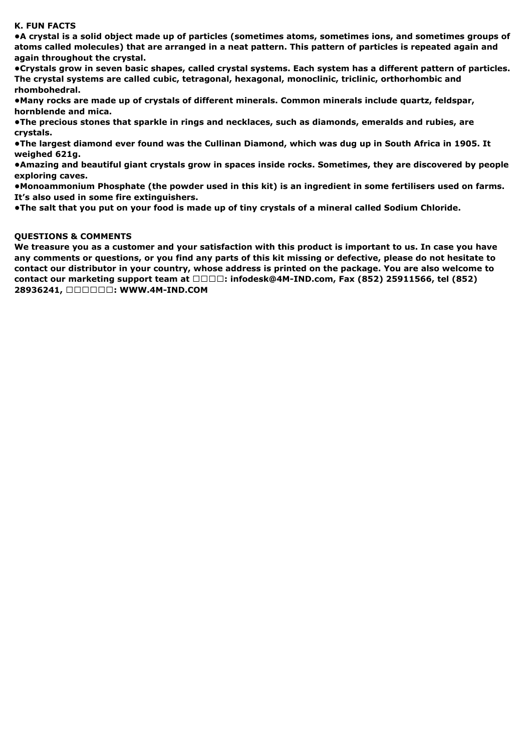**K. FUN FACTS**

**•A crystal is a solid object made up of particles (sometimes atoms, sometimes ions, and sometimes groups of atoms called molecules) that are arranged in a neat pattern. This pattern of particles is repeated again and again throughout the crystal.**

**•Crystals grow in seven basic shapes, called crystal systems. Each system has a different pattern of particles. The crystal systems are called cubic, tetragonal, hexagonal, monoclinic, triclinic, orthorhombic and rhombohedral.**

**•Many rocks are made up of crystals of different minerals. Common minerals include quartz, feldspar, hornblende and mica.**

**•The precious stones that sparkle in rings and necklaces, such as diamonds, emeralds and rubies, are crystals.**

**•The largest diamond ever found was the Cullinan Diamond, which was dug up in South Africa in 1905. It weighed 621g.**

**•Amazing and beautiful giant crystals grow in spaces inside rocks. Sometimes, they are discovered by people exploring caves.**

**•Monoammonium Phosphate (the powder used in this kit) is an ingredient in some fertilisers used on farms. It's also used in some fire extinguishers.**

**•The salt that you put on your food is made up of tiny crystals of a mineral called Sodium Chloride.**

**QUESTIONS & COMMENTS**

**We treasure you as a customer and your satisfaction with this product is important to us. In case you have any comments or questions, or you find any parts of this kit missing or defective, please do not hesitate to contact our distributor in your country, whose address is printed on the package. You are also welcome to contact our marketing support team at □□□□: infodesk@4M-IND.com, Fax (852) 25911566, tel (852) 28936241, □□□□□□: WWW.4M-IND.COM**